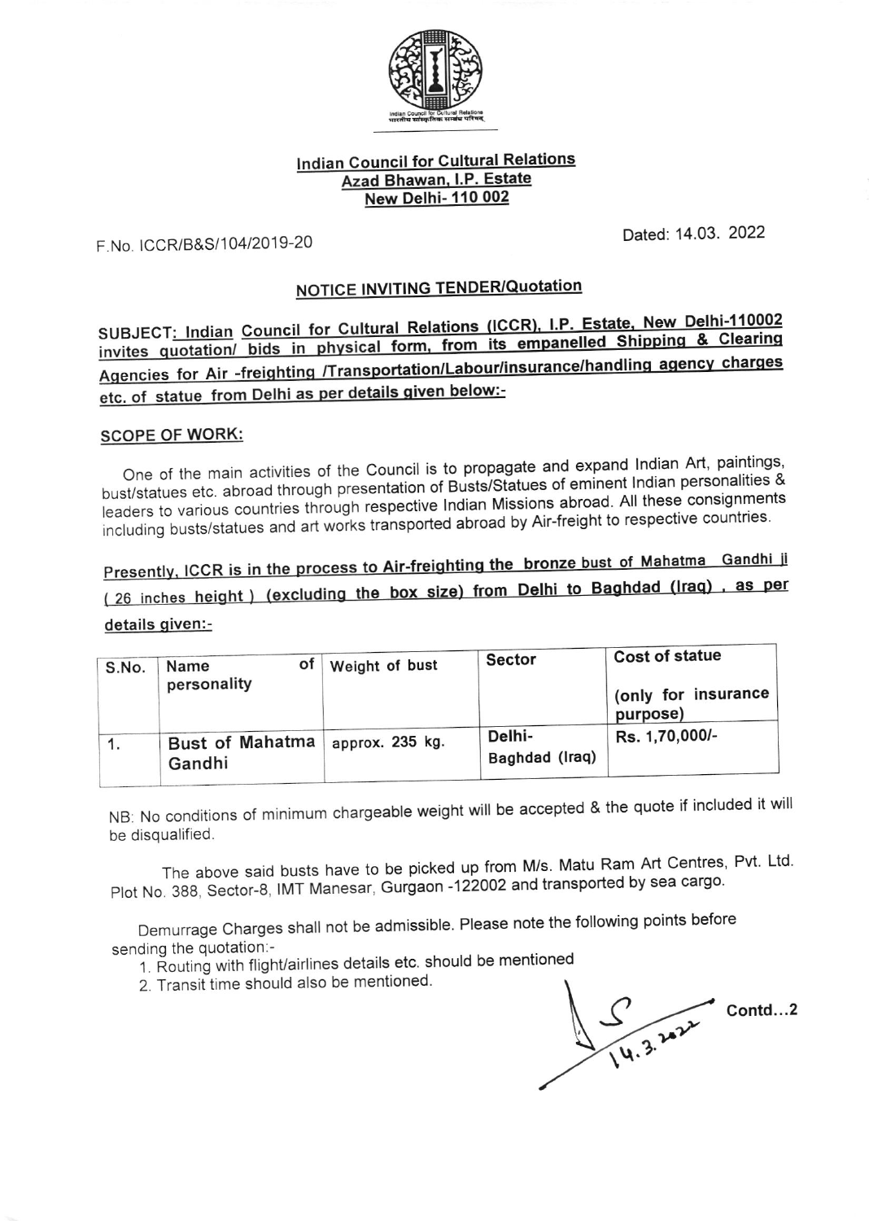**Indian Council for Cultural Relations**
**Azad Bhawan, I.P. Estate**
**New Delhi- 110 002**

F.No. ICCR/B&S/104/2019-20

Dated: 14.03. 2022

## NOTICE INVITING TENDER/Quotation

**SUBJECT: Indian Council for Cultural Relations (ICCR), I.P. Estate, New Delhi-110002 invites quotation/ bids in physical form, from its empanelled Shipping & Clearing Agencies for Air -freighting /Transportation/Labour/insurance/handling agency charges etc. of statue from Delhi as per details given below:-**

### SCOPE OF WORK:

One of the main activities of the Council is to propagate and expand Indian Art, paintings, bust/statues etc. abroad through presentation of Busts/Statues of eminent Indian personalities & leaders to various countries through respective Indian Missions abroad. All these consignments including busts/statues and art works transported abroad by Air-freight to respective countries.

**Presently, ICCR is in the process to Air-freighting the bronze bust of Mahatma Gandhi ji ( 26 inches height ) (excluding the box size) from Delhi to Baghdad (Iraq) , as per details given:-**

| S.No. | Name of personality | Weight of bust | Sector | Cost of statue (only for insurance purpose) |
|---|---|---|---|---|
| 1. | **Bust of Mahatma Gandhi** | approx. 235 kg. | Delhi-Baghdad (Iraq) | Rs. 1,70,000/- |

NB: No conditions of minimum chargeable weight will be accepted & the quote if included it will be disqualified.

The above said busts have to be picked up from M/s. Matu Ram Art Centres, Pvt. Ltd. Plot No. 388, Sector-8, IMT Manesar, Gurgaon -122002 and transported by sea cargo.

Demurrage Charges shall not be admissible. Please note the following points before sending the quotation:-

1. Routing with flight/airlines details etc. should be mentioned
2. Transit time should also be mentioned.

14.3.2022

Contd...2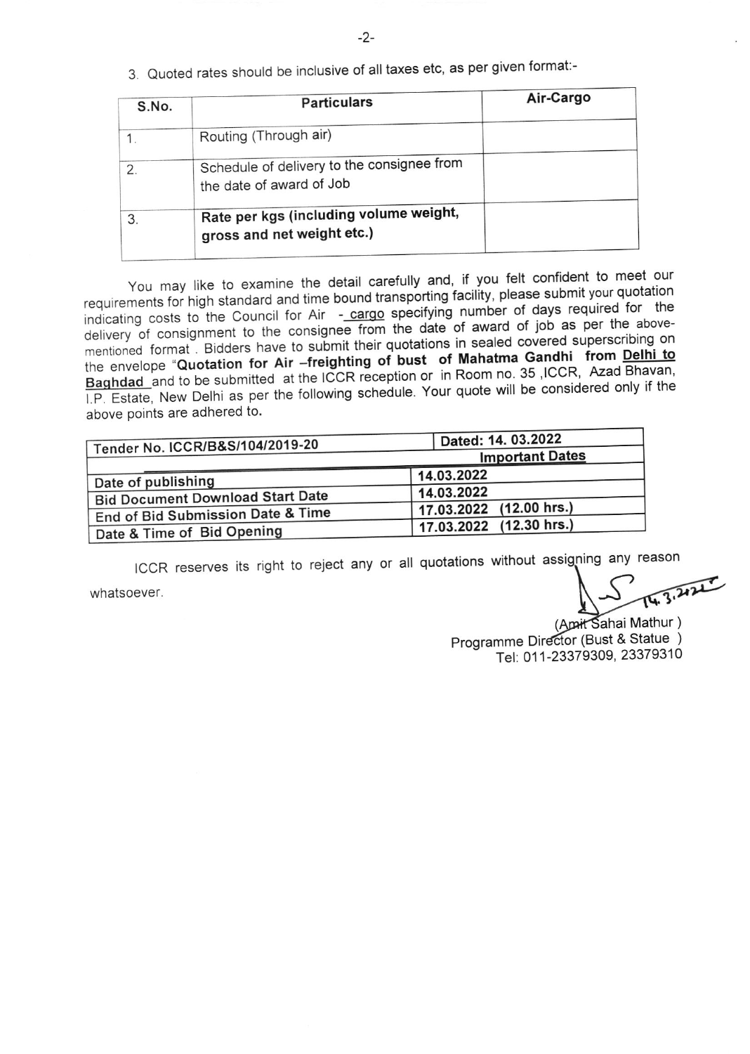3. Quoted rates should be inclusive of all taxes etc, as per given format:-

| S.No. | Particulars | Air-Cargo |
|---|---|---|
| 1. | Routing (Through air) | |
| 2. | Schedule of delivery to the consignee from the date of award of Job | |
| 3. | **Rate per kgs (including volume weight, gross and net weight etc.)** | |

You may like to examine the detail carefully and, if you felt confident to meet our requirements for high standard and time bound transporting facility, please submit your quotation indicating costs to the Council for Air - cargo specifying number of days required for the delivery of consignment to the consignee from the date of award of job as per the above-mentioned format . Bidders have to submit their quotations in sealed covered superscribing on the envelope "**Quotation for Air –freighting of bust of Mahatma Gandhi from Delhi to Baghdad** and to be submitted at the ICCR reception or in Room no. 35 ,ICCR, Azad Bhavan, I.P. Estate, New Delhi as per the following schedule. Your quote will be considered only if the above points are adhered to.

| Tender No. ICCR/B&S/104/2019-20 | Dated: 14. 03.2022 |
|---|---|
| | **Important Dates** |
| Date of publishing | 14.03.2022 |
| Bid Document Download Start Date | 14.03.2022 |
| End of Bid Submission Date & Time | 17.03.2022 (12.00 hrs.) |
| Date & Time of Bid Opening | 17.03.2022 (12.30 hrs.) |

ICCR reserves its right to reject any or all quotations without assigning any reason whatsoever.

14.3.2022

(Amit Sahai Mathur )
Programme Director (Bust & Statue )
Tel: 011-23379309, 23379310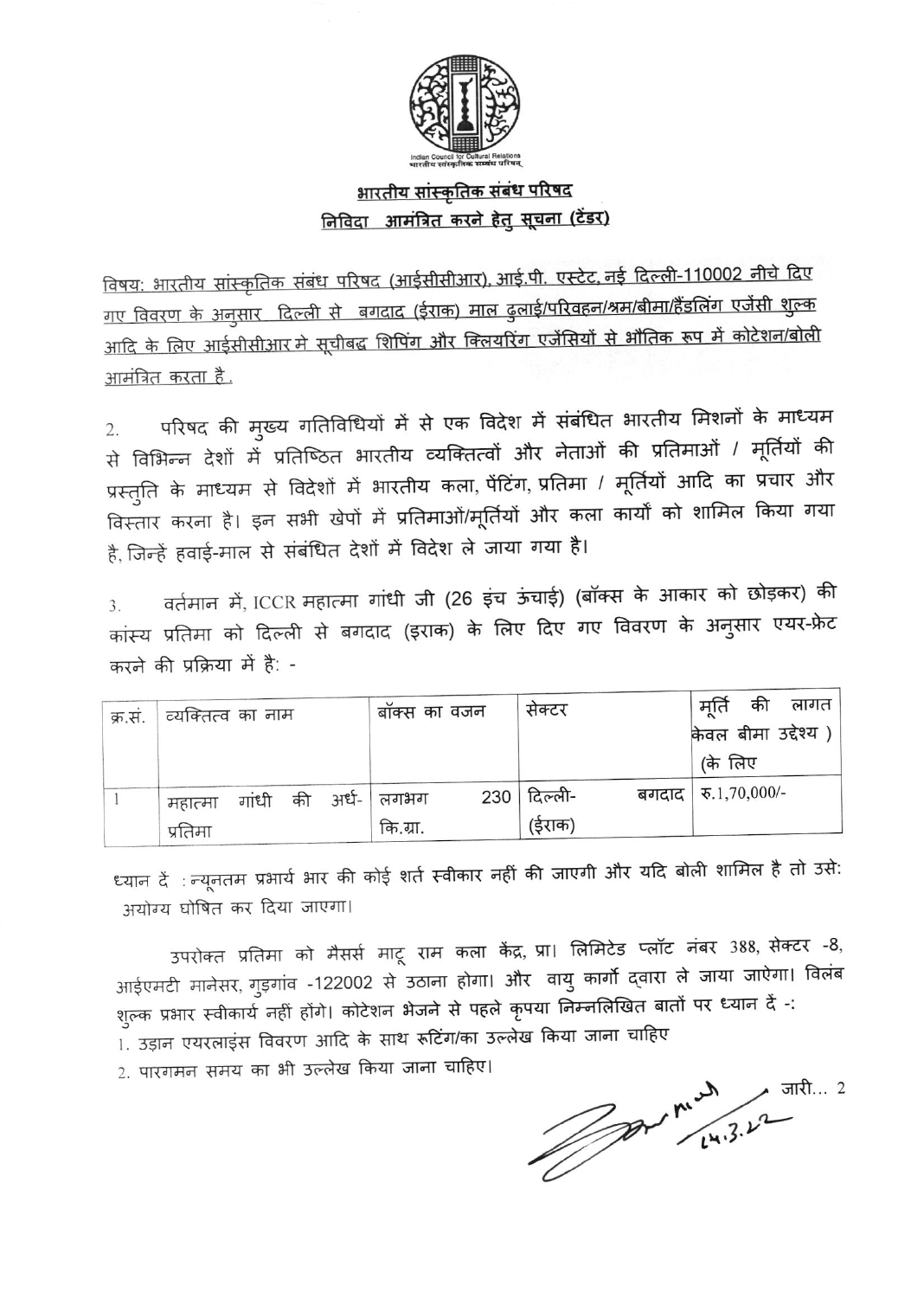Indian Council for Cultural Relations
भारतीय सांस्कृतिक सम्बन्ध परिषद्

## भारतीय सांस्कृतिक संबंध परिषद

## निविदा आमंत्रित करने हेतु सूचना (टेंडर)

विषय: भारतीय सांस्कृतिक संबंध परिषद (आईसीसीआर), आई.पी. एस्टेट, नई दिल्ली-110002 नीचे दिए गए विवरण के अनुसार दिल्ली से बगदाद (ईराक) माल ढुलाई/परिवहन/श्रम/बीमा/हैंडलिंग एजेंसी शुल्क आदि के लिए आईसीसीआर मे सूचीबद्ध शिपिंग और क्लियरिंग एजेंसियों से भौतिक रूप में कोटेशन/बोली आमंत्रित करता है.

2. परिषद की मुख्य गतिविधियों में से एक विदेश में संबंधित भारतीय मिशनों के माध्यम से विभिन्न देशों में प्रतिष्ठित भारतीय व्यक्तित्वों और नेताओं की प्रतिमाओं / मूर्तियों की प्रस्तुति के माध्यम से विदेशों में भारतीय कला, पेंटिंग, प्रतिमा / मूर्तियों आदि का प्रचार और विस्तार करना है। इन सभी खेपों में प्रतिमाओं/मूर्तियों और कला कार्यों को शामिल किया गया है, जिन्हें हवाई-माल से संबंधित देशों में विदेश ले जाया गया है।

3. वर्तमान में, ICCR महात्मा गांधी जी (26 इंच ऊंचाई) (बॉक्स के आकार को छोड़कर) की कांस्य प्रतिमा को दिल्ली से बगदाद (इराक) के लिए दिए गए विवरण के अनुसार एयर-फ्रेट करने की प्रक्रिया में है: -

| क्र.सं. | व्यक्तित्व का नाम | बॉक्स का वजन | सेक्टर | मूर्ति की लागत केवल बीमा उद्देश्य ) (के लिए |
|---|---|---|---|---|
| 1 | महात्मा गांधी की अर्ध-प्रतिमा | लगभग 230 कि.ग्रा. | दिल्ली- बगदाद (ईराक) | रु.1,70,000/- |

ध्यान दें : न्यूनतम प्रभार्य भार की कोई शर्त स्वीकार नहीं की जाएगी और यदि बोली शामिल है तो उसे: अयोग्य घोषित कर दिया जाएगा।

उपरोक्त प्रतिमा को मैसर्स माटू राम कला केंद्र, प्रा। लिमिटेड प्लॉट नंबर 388, सेक्टर -8, आईएमटी मानेसर, गुड़गांव -122002 से उठाना होगा। और वायु कार्गो द्वारा ले जाया जाएगा। विलंब शुल्क प्रभार स्वीकार्य नहीं होंगे। कोटेशन भेजने से पहले कृपया निम्नलिखित बातों पर ध्यान दें -:

1. उड़ान एयरलाइंस विवरण आदि के साथ रूटिंग/का उल्लेख किया जाना चाहिए
2. पारगमन समय का भी उल्लेख किया जाना चाहिए।

14.3.22

जारी... 2